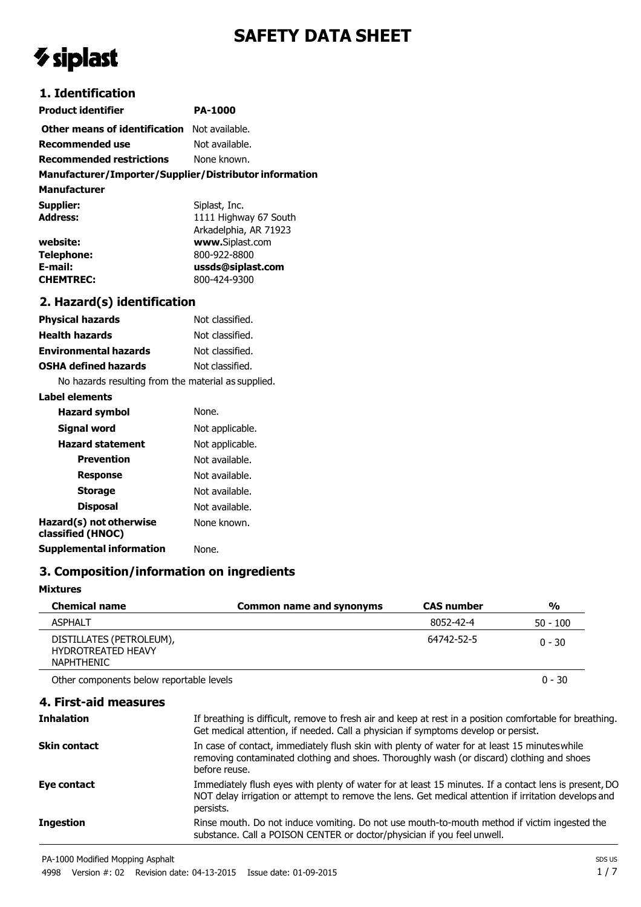# SAFETY DATA SHEET

siplast

## 1. Identification

| | |
|---|---|
| **Product identifier** | **PA-1000** |
| **Other means of identification** | Not available. |
| **Recommended use** | Not available. |
| **Recommended restrictions** | None known. |

**Manufacturer/Importer/Supplier/Distributor information**

**Manufacturer**

| | |
|---|---|
| **Supplier:** | Siplast, Inc. |
| **Address:** | 1111 Highway 67 South<br>Arkadelphia, AR 71923 |
| **website:** | **www.**Siplast.com |
| **Telephone:** | 800-922-8800 |
| **E-mail:** | **ussds@siplast.com** |
| **CHEMTREC:** | 800-424-9300 |

## 2. Hazard(s) identification

| | |
|---|---|
| **Physical hazards** | Not classified. |
| **Health hazards** | Not classified. |
| **Environmental hazards** | Not classified. |
| **OSHA defined hazards** | Not classified. |

No hazards resulting from the material as supplied.

**Label elements**

| | |
|---|---|
| **Hazard symbol** | None. |
| **Signal word** | Not applicable. |
| **Hazard statement** | Not applicable. |
| **Prevention** | Not available. |
| **Response** | Not available. |
| **Storage** | Not available. |
| **Disposal** | Not available. |
| **Hazard(s) not otherwise classified (HNOC)** | None known. |
| **Supplemental information** | None. |

## 3. Composition/information on ingredients

**Mixtures**

| Chemical name | Common name and synonyms | CAS number | % |
|---|---|---|---|
| ASPHALT | | 8052-42-4 | 50 - 100 |
| DISTILLATES (PETROLEUM), HYDROTREATED HEAVY NAPHTHENIC | | 64742-52-5 | 0 - 30 |
| Other components below reportable levels | | | 0 - 30 |

## 4. First-aid measures

| | |
|---|---|
| **Inhalation** | If breathing is difficult, remove to fresh air and keep at rest in a position comfortable for breathing. Get medical attention, if needed. Call a physician if symptoms develop or persist. |
| **Skin contact** | In case of contact, immediately flush skin with plenty of water for at least 15 minutes while removing contaminated clothing and shoes. Thoroughly wash (or discard) clothing and shoes before reuse. |
| **Eye contact** | Immediately flush eyes with plenty of water for at least 15 minutes. If a contact lens is present, DO NOT delay irrigation or attempt to remove the lens. Get medical attention if irritation develops and persists. |
| **Ingestion** | Rinse mouth. Do not induce vomiting. Do not use mouth-to-mouth method if victim ingested the substance. Call a POISON CENTER or doctor/physician if you feel unwell. |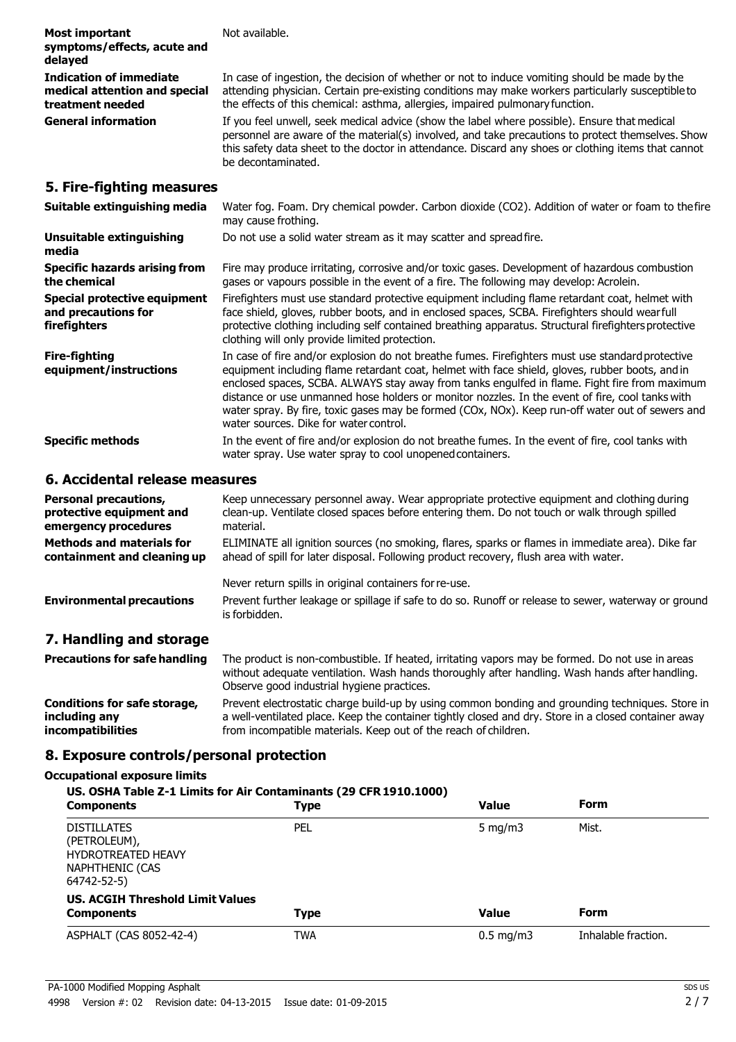| | |
|---|---|
| **Most important symptoms/effects, acute and delayed** | Not available. |
| **Indication of immediate medical attention and special treatment needed** | In case of ingestion, the decision of whether or not to induce vomiting should be made by the attending physician. Certain pre-existing conditions may make workers particularly susceptible to the effects of this chemical: asthma, allergies, impaired pulmonary function. |
| **General information** | If you feel unwell, seek medical advice (show the label where possible). Ensure that medical personnel are aware of the material(s) involved, and take precautions to protect themselves. Show this safety data sheet to the doctor in attendance. Discard any shoes or clothing items that cannot be decontaminated. |

## 5. Fire-fighting measures

| | |
|---|---|
| **Suitable extinguishing media** | Water fog. Foam. Dry chemical powder. Carbon dioxide ($CO_2$). Addition of water or foam to the fire may cause frothing. |
| **Unsuitable extinguishing media** | Do not use a solid water stream as it may scatter and spread fire. |
| **Specific hazards arising from the chemical** | Fire may produce irritating, corrosive and/or toxic gases. Development of hazardous combustion gases or vapours possible in the event of a fire. The following may develop: Acrolein. |
| **Special protective equipment and precautions for firefighters** | Firefighters must use standard protective equipment including flame retardant coat, helmet with face shield, gloves, rubber boots, and in enclosed spaces, SCBA. Firefighters should wear full protective clothing including self contained breathing apparatus. Structural firefighters protective clothing will only provide limited protection. |
| **Fire-fighting equipment/instructions** | In case of fire and/or explosion do not breathe fumes. Firefighters must use standard protective equipment including flame retardant coat, helmet with face shield, gloves, rubber boots, and in enclosed spaces, SCBA. ALWAYS stay away from tanks engulfed in flame. Fight fire from maximum distance or use unmanned hose holders or monitor nozzles. In the event of fire, cool tanks with water spray. By fire, toxic gases may be formed ($CO_x$, $NO_x$). Keep run-off water out of sewers and water sources. Dike for water control. |
| **Specific methods** | In the event of fire and/or explosion do not breathe fumes. In the event of fire, cool tanks with water spray. Use water spray to cool unopened containers. |

## 6. Accidental release measures

| | |
|---|---|
| **Personal precautions, protective equipment and emergency procedures** | Keep unnecessary personnel away. Wear appropriate protective equipment and clothing during clean-up. Ventilate closed spaces before entering them. Do not touch or walk through spilled material. |
| **Methods and materials for containment and cleaning up** | ELIMINATE all ignition sources (no smoking, flares, sparks or flames in immediate area). Dike far ahead of spill for later disposal. Following product recovery, flush area with water.<br><br>Never return spills in original containers for re-use. |
| **Environmental precautions** | Prevent further leakage or spillage if safe to do so. Runoff or release to sewer, waterway or ground is forbidden. |

## 7. Handling and storage

| | |
|---|---|
| **Precautions for safe handling** | The product is non-combustible. If heated, irritating vapors may be formed. Do not use in areas without adequate ventilation. Wash hands thoroughly after handling. Wash hands after handling. Observe good industrial hygiene practices. |
| **Conditions for safe storage, including any incompatibilities** | Prevent electrostatic charge build-up by using common bonding and grounding techniques. Store in a well-ventilated place. Keep the container tightly closed and dry. Store in a closed container away from incompatible materials. Keep out of the reach of children. |

## 8. Exposure controls/personal protection

**Occupational exposure limits**

**US. OSHA Table Z-1 Limits for Air Contaminants (29 CFR 1910.1000)**

| Components | Type | Value | Form |
|---|---|---|---|
| DISTILLATES (PETROLEUM), HYDROTREATED HEAVY NAPHTHENIC (CAS 64742-52-5) | PEL | 5 mg/m3 | Mist. |

**US. ACGIH Threshold Limit Values**

| Components | Type | Value | Form |
|---|---|---|---|
| ASPHALT (CAS 8052-42-4) | TWA | 0.5 mg/m3 | Inhalable fraction. |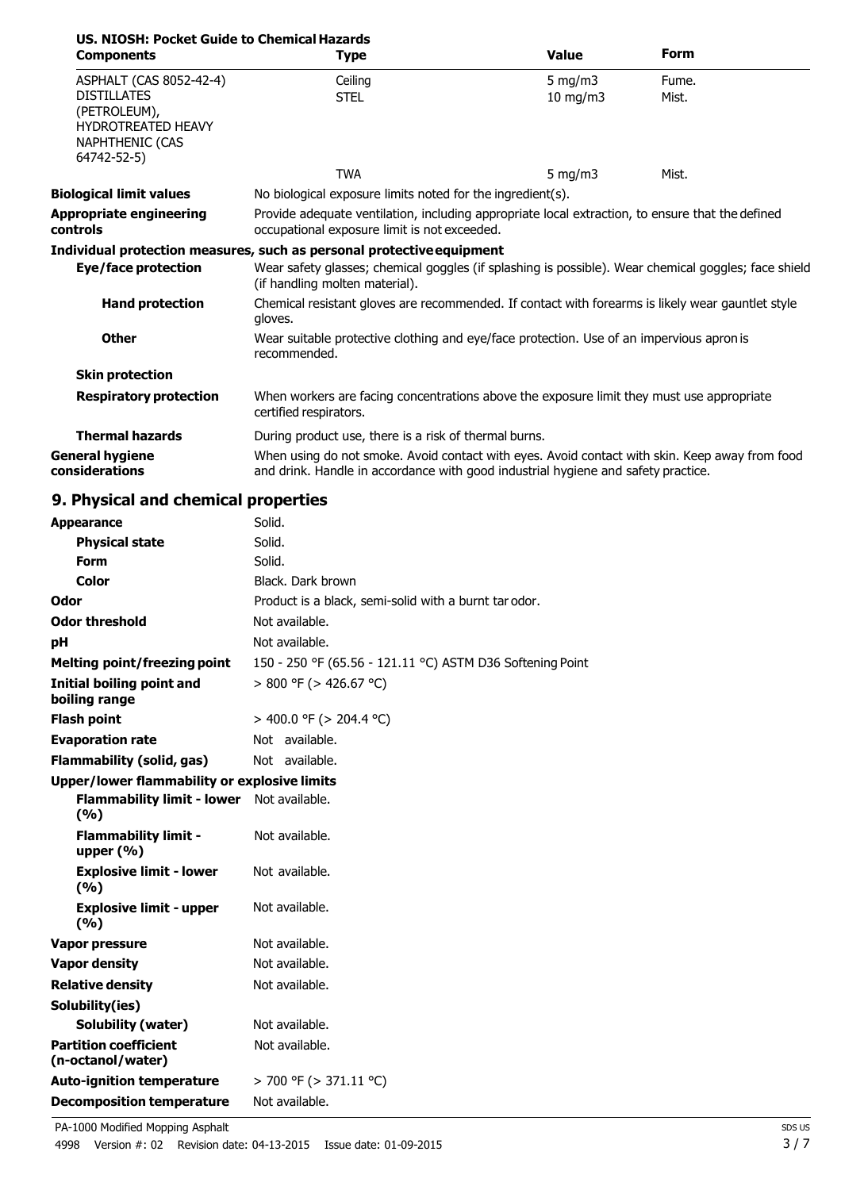**US. NIOSH: Pocket Guide to Chemical Hazards**

| Components | Type | Value | Form |
|---|---|---|---|
| ASPHALT (CAS 8052-42-4) | Ceiling | 5 mg/m3 | Fume. |
| DISTILLATES (PETROLEUM), HYDROTREATED HEAVY NAPHTHENIC (CAS 64742-52-5) | STEL | 10 mg/m3 | Mist. |
| | TWA | 5 mg/m3 | Mist. |

**Biological limit values** No biological exposure limits noted for the ingredient(s).

**Appropriate engineering controls** Provide adequate ventilation, including appropriate local extraction, to ensure that the defined occupational exposure limit is not exceeded.

**Individual protection measures, such as personal protective equipment**

**Eye/face protection** Wear safety glasses; chemical goggles (if splashing is possible). Wear chemical goggles; face shield (if handling molten material).

**Hand protection** Chemical resistant gloves are recommended. If contact with forearms is likely wear gauntlet style gloves.

**Other** Wear suitable protective clothing and eye/face protection. Use of an impervious apron is recommended.

**Skin protection**

**Respiratory protection** When workers are facing concentrations above the exposure limit they must use appropriate certified respirators.

**Thermal hazards** During product use, there is a risk of thermal burns.

**General hygiene considerations** When using do not smoke. Avoid contact with eyes. Avoid contact with skin. Keep away from food and drink. Handle in accordance with good industrial hygiene and safety practice.

## 9. Physical and chemical properties

| | |
|---|---|
| **Appearance** | Solid. |
| **Physical state** | Solid. |
| **Form** | Solid. |
| **Color** | Black. Dark brown |
| **Odor** | Product is a black, semi-solid with a burnt tar odor. |
| **Odor threshold** | Not available. |
| **pH** | Not available. |
| **Melting point/freezing point** | 150 - 250 °F (65.56 - 121.11 °C) ASTM D36 Softening Point |
| **Initial boiling point and boiling range** | > 800 °F (> 426.67 °C) |
| **Flash point** | > 400.0 °F (> 204.4 °C) |
| **Evaporation rate** | Not available. |
| **Flammability (solid, gas)** | Not available. |
| **Upper/lower flammability or explosive limits** | |
| **Flammability limit - lower (%)** | Not available. |
| **Flammability limit - upper (%)** | Not available. |
| **Explosive limit - lower (%)** | Not available. |
| **Explosive limit - upper (%)** | Not available. |
| **Vapor pressure** | Not available. |
| **Vapor density** | Not available. |
| **Relative density** | Not available. |
| **Solubility(ies)** | |
| **Solubility (water)** | Not available. |
| **Partition coefficient (n-octanol/water)** | Not available. |
| **Auto-ignition temperature** | > 700 °F (> 371.11 °C) |
| **Decomposition temperature** | Not available. |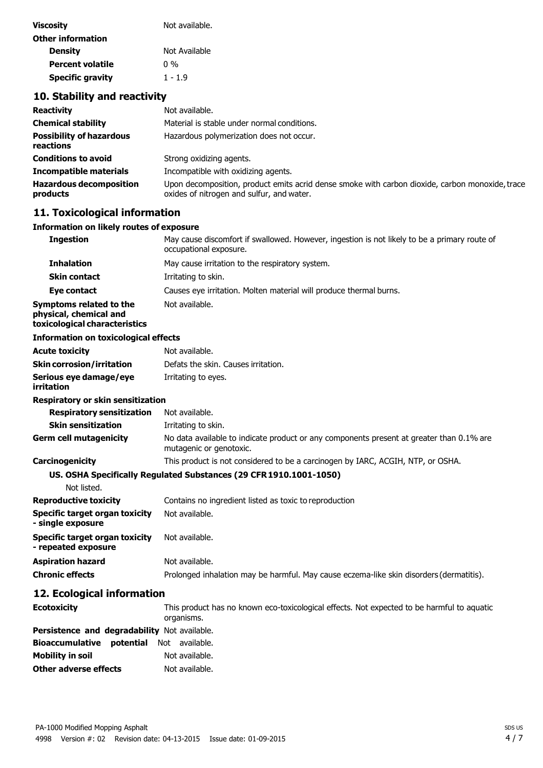| | |
|---|---|
| **Viscosity** | Not available. |
| **Other information** | |
| **Density** | Not Available |
| **Percent volatile** | 0 % |
| **Specific gravity** | 1 - 1.9 |

## 10. Stability and reactivity

| | |
|---|---|
| **Reactivity** | Not available. |
| **Chemical stability** | Material is stable under normal conditions. |
| **Possibility of hazardous reactions** | Hazardous polymerization does not occur. |
| **Conditions to avoid** | Strong oxidizing agents. |
| **Incompatible materials** | Incompatible with oxidizing agents. |
| **Hazardous decomposition products** | Upon decomposition, product emits acrid dense smoke with carbon dioxide, carbon monoxide, trace oxides of nitrogen and sulfur, and water. |

## 11. Toxicological information

**Information on likely routes of exposure**

| | |
|---|---|
| **Ingestion** | May cause discomfort if swallowed. However, ingestion is not likely to be a primary route of occupational exposure. |
| **Inhalation** | May cause irritation to the respiratory system. |
| **Skin contact** | Irritating to skin. |
| **Eye contact** | Causes eye irritation. Molten material will produce thermal burns. |
| **Symptoms related to the physical, chemical and toxicological characteristics** | Not available. |

**Information on toxicological effects**

| | |
|---|---|
| **Acute toxicity** | Not available. |
| **Skin corrosion/irritation** | Defats the skin. Causes irritation. |
| **Serious eye damage/eye irritation** | Irritating to eyes. |
| **Respiratory or skin sensitization** | |
| **Respiratory sensitization** | Not available. |
| **Skin sensitization** | Irritating to skin. |
| **Germ cell mutagenicity** | No data available to indicate product or any components present at greater than 0.1% are mutagenic or genotoxic. |
| **Carcinogenicity** | This product is not considered to be a carcinogen by IARC, ACGIH, NTP, or OSHA. |

**US. OSHA Specifically Regulated Substances (29 CFR 1910.1001-1050)**

Not listed.

| | |
|---|---|
| **Reproductive toxicity** | Contains no ingredient listed as toxic to reproduction |
| **Specific target organ toxicity - single exposure** | Not available. |
| **Specific target organ toxicity - repeated exposure** | Not available. |
| **Aspiration hazard** | Not available. |
| **Chronic effects** | Prolonged inhalation may be harmful. May cause eczema-like skin disorders (dermatitis). |

## 12. Ecological information

| | |
|---|---|
| **Ecotoxicity** | This product has no known eco-toxicological effects. Not expected to be harmful to aquatic organisms. |
| **Persistence and degradability** | Not available. |
| **Bioaccumulative potential** | Not available. |
| **Mobility in soil** | Not available. |
| **Other adverse effects** | Not available. |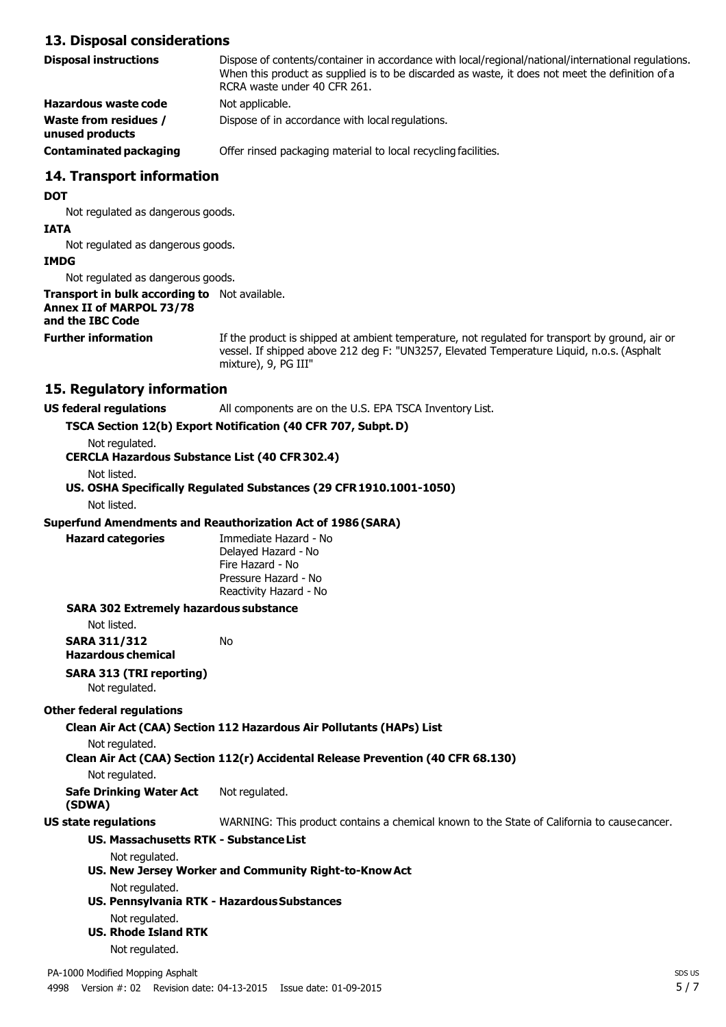## 13. Disposal considerations

| | |
|---|---|
| **Disposal instructions** | Dispose of contents/container in accordance with local/regional/national/international regulations. When this product as supplied is to be discarded as waste, it does not meet the definition of a RCRA waste under 40 CFR 261. |
| **Hazardous waste code** | Not applicable. |
| **Waste from residues / unused products** | Dispose of in accordance with local regulations. |
| **Contaminated packaging** | Offer rinsed packaging material to local recycling facilities. |

## 14. Transport information

**DOT**

Not regulated as dangerous goods.

**IATA**

Not regulated as dangerous goods.

**IMDG**

Not regulated as dangerous goods.

**Transport in bulk according to Annex II of MARPOL 73/78 and the IBC Code** Not available.

**Further information** If the product is shipped at ambient temperature, not regulated for transport by ground, air or vessel. If shipped above 212 deg F: "UN3257, Elevated Temperature Liquid, n.o.s. (Asphalt mixture), 9, PG III"

## 15. Regulatory information

**US federal regulations** All components are on the U.S. EPA TSCA Inventory List.

**TSCA Section 12(b) Export Notification (40 CFR 707, Subpt. D)**

Not regulated.

**CERCLA Hazardous Substance List (40 CFR 302.4)**

Not listed.

**US. OSHA Specifically Regulated Substances (29 CFR 1910.1001-1050)**

Not listed.

**Superfund Amendments and Reauthorization Act of 1986 (SARA)**

**Hazard categories**
Immediate Hazard - No
Delayed Hazard - No
Fire Hazard - No
Pressure Hazard - No
Reactivity Hazard - No

**SARA 302 Extremely hazardous substance**

Not listed.

**SARA 311/312 Hazardous chemical** No

**SARA 313 (TRI reporting)**

Not regulated.

**Other federal regulations**

**Clean Air Act (CAA) Section 112 Hazardous Air Pollutants (HAPs) List**

Not regulated.

**Clean Air Act (CAA) Section 112(r) Accidental Release Prevention (40 CFR 68.130)**

Not regulated.

**Safe Drinking Water Act (SDWA)** Not regulated.

**US state regulations** WARNING: This product contains a chemical known to the State of California to cause cancer.

**US. Massachusetts RTK - Substance List**

Not regulated.

**US. New Jersey Worker and Community Right-to-Know Act**

Not regulated.

**US. Pennsylvania RTK - Hazardous Substances**

Not regulated.

**US. Rhode Island RTK**

Not regulated.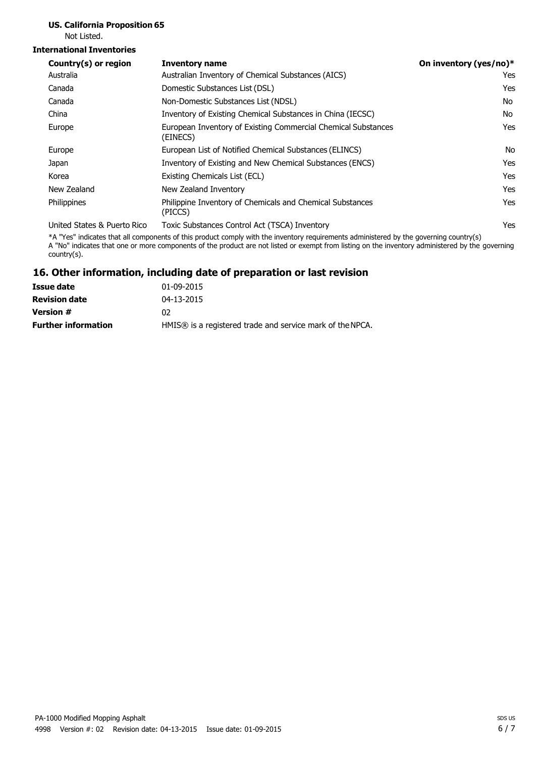**US. California Proposition 65**

Not Listed.

**International Inventories**

| Country(s) or region | Inventory name | On inventory (yes/no)* |
|---|---|---|
| Australia | Australian Inventory of Chemical Substances (AICS) | Yes |
| Canada | Domestic Substances List (DSL) | Yes |
| Canada | Non-Domestic Substances List (NDSL) | No |
| China | Inventory of Existing Chemical Substances in China (IECSC) | No |
| Europe | European Inventory of Existing Commercial Chemical Substances (EINECS) | Yes |
| Europe | European List of Notified Chemical Substances (ELINCS) | No |
| Japan | Inventory of Existing and New Chemical Substances (ENCS) | Yes |
| Korea | Existing Chemicals List (ECL) | Yes |
| New Zealand | New Zealand Inventory | Yes |
| Philippines | Philippine Inventory of Chemicals and Chemical Substances (PICCS) | Yes |
| United States & Puerto Rico | Toxic Substances Control Act (TSCA) Inventory | Yes |

*A "Yes" indicates that all components of this product comply with the inventory requirements administered by the governing country(s)
A "No" indicates that one or more components of the product are not listed or exempt from listing on the inventory administered by the governing country(s).

## 16. Other information, including date of preparation or last revision

| | |
|---|---|
| **Issue date** | 01-09-2015 |
| **Revision date** | 04-13-2015 |
| **Version #** | 02 |
| **Further information** | HMIS® is a registered trade and service mark of the NPCA. |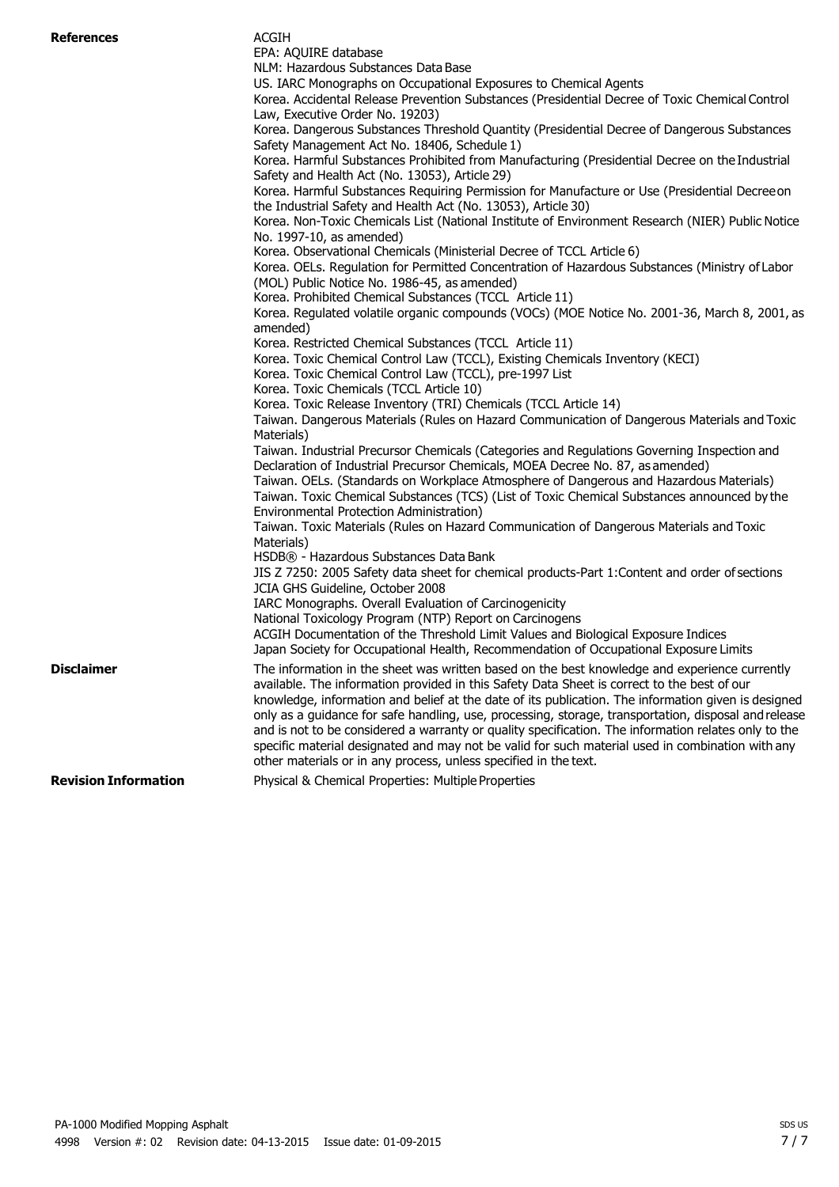**References**

ACGIH
EPA: AQUIRE database
NLM: Hazardous Substances Data Base
US. IARC Monographs on Occupational Exposures to Chemical Agents
Korea. Accidental Release Prevention Substances (Presidential Decree of Toxic Chemical Control Law, Executive Order No. 19203)
Korea. Dangerous Substances Threshold Quantity (Presidential Decree of Dangerous Substances Safety Management Act No. 18406, Schedule 1)
Korea. Harmful Substances Prohibited from Manufacturing (Presidential Decree on the Industrial Safety and Health Act (No. 13053), Article 29)
Korea. Harmful Substances Requiring Permission for Manufacture or Use (Presidential Decree on the Industrial Safety and Health Act (No. 13053), Article 30)
Korea. Non-Toxic Chemicals List (National Institute of Environment Research (NIER) Public Notice No. 1997-10, as amended)
Korea. Observational Chemicals (Ministerial Decree of TCCL Article 6)
Korea. OELs. Regulation for Permitted Concentration of Hazardous Substances (Ministry of Labor (MOL) Public Notice No. 1986-45, as amended)
Korea. Prohibited Chemical Substances (TCCL Article 11)
Korea. Regulated volatile organic compounds (VOCs) (MOE Notice No. 2001-36, March 8, 2001, as amended)
Korea. Restricted Chemical Substances (TCCL Article 11)
Korea. Toxic Chemical Control Law (TCCL), Existing Chemicals Inventory (KECI)
Korea. Toxic Chemical Control Law (TCCL), pre-1997 List
Korea. Toxic Chemicals (TCCL Article 10)
Korea. Toxic Release Inventory (TRI) Chemicals (TCCL Article 14)
Taiwan. Dangerous Materials (Rules on Hazard Communication of Dangerous Materials and Toxic Materials)
Taiwan. Industrial Precursor Chemicals (Categories and Regulations Governing Inspection and Declaration of Industrial Precursor Chemicals, MOEA Decree No. 87, as amended)
Taiwan. OELs. (Standards on Workplace Atmosphere of Dangerous and Hazardous Materials)
Taiwan. Toxic Chemical Substances (TCS) (List of Toxic Chemical Substances announced by the Environmental Protection Administration)
Taiwan. Toxic Materials (Rules on Hazard Communication of Dangerous Materials and Toxic Materials)
HSDB® - Hazardous Substances Data Bank
JIS Z 7250: 2005 Safety data sheet for chemical products-Part 1:Content and order of sections
JCIA GHS Guideline, October 2008
IARC Monographs. Overall Evaluation of Carcinogenicity
National Toxicology Program (NTP) Report on Carcinogens
ACGIH Documentation of the Threshold Limit Values and Biological Exposure Indices
Japan Society for Occupational Health, Recommendation of Occupational Exposure Limits

**Disclaimer**

The information in the sheet was written based on the best knowledge and experience currently available. The information provided in this Safety Data Sheet is correct to the best of our knowledge, information and belief at the date of its publication. The information given is designed only as a guidance for safe handling, use, processing, storage, transportation, disposal and release and is not to be considered a warranty or quality specification. The information relates only to the specific material designated and may not be valid for such material used in combination with any other materials or in any process, unless specified in the text.

**Revision Information**

Physical & Chemical Properties: Multiple Properties

PA-1000 Modified Mopping Asphalt
4998 Version #: 02 Revision date: 04-13-2015 Issue date: 01-09-2015